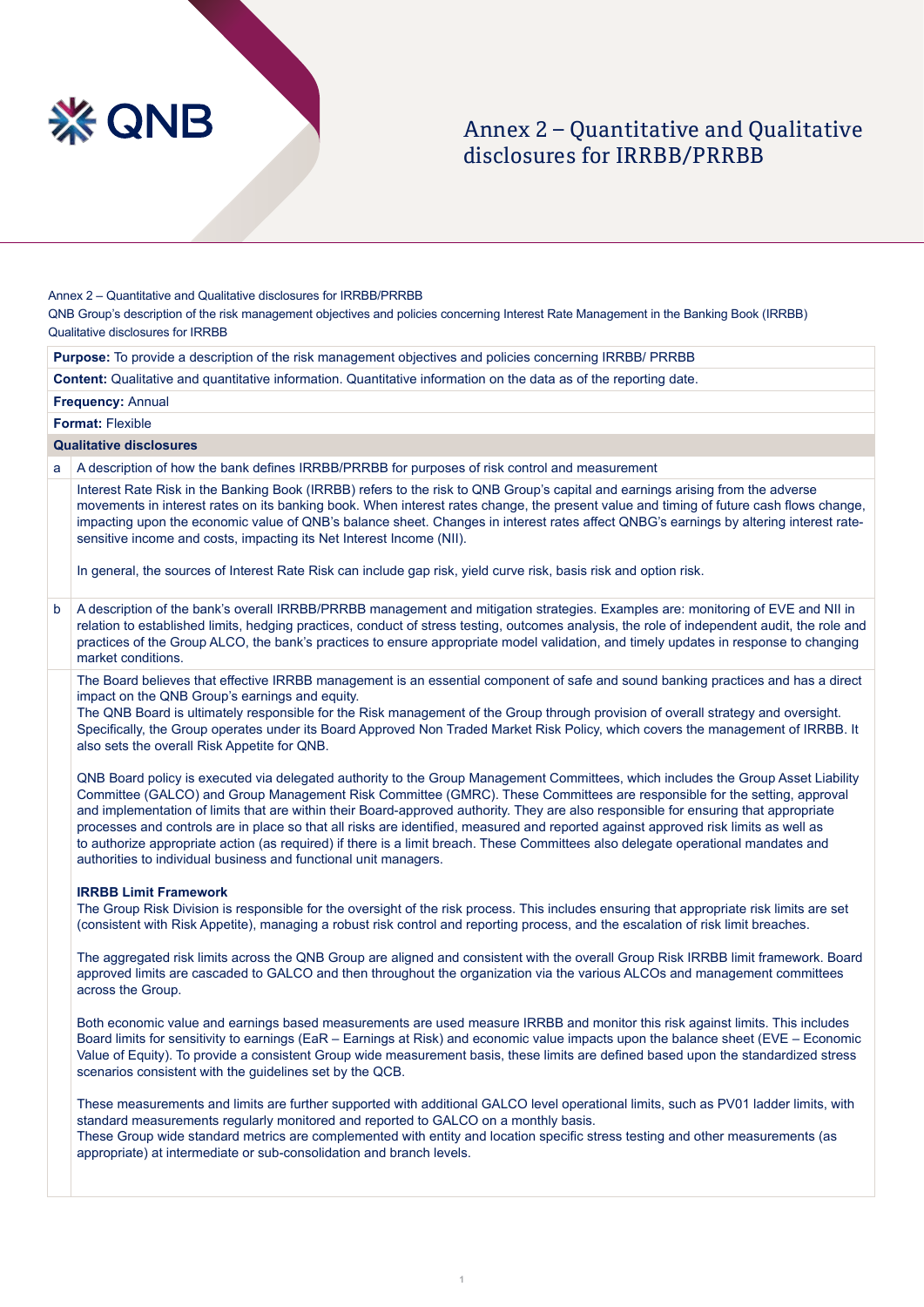# Annex 2 – Quantitative and Qualitative disclosures for IRRBB/PRRBB

Annex 2 – Quantitative and Qualitative disclosures for IRRBB/PRRBB

QNB Group's description of the risk management objectives and policies concerning Interest Rate Management in the Banking Book (IRRBB)

Qualitative disclosures for IRRBB

| | |
|---|---|
| **Purpose:** To provide a description of the risk management objectives and policies concerning IRRBB/ PRRBB | |
| **Content:** Qualitative and quantitative information. Quantitative information on the data as of the reporting date. | |
| **Frequency:** Annual | |
| **Format:** Flexible | |
| **Qualitative disclosures** | |
| a | A description of how the bank defines IRRBB/PRRBB for purposes of risk control and measurement |
| | Interest Rate Risk in the Banking Book (IRRBB) refers to the risk to QNB Group's capital and earnings arising from the adverse movements in interest rates on its banking book. When interest rates change, the present value and timing of future cash flows change, impacting upon the economic value of QNB's balance sheet. Changes in interest rates affect QNBG's earnings by altering interest rate-sensitive income and costs, impacting its Net Interest Income (NII).<br><br>In general, the sources of Interest Rate Risk can include gap risk, yield curve risk, basis risk and option risk. |
| b | A description of the bank's overall IRRBB/PRRBB management and mitigation strategies. Examples are: monitoring of EVE and NII in relation to established limits, hedging practices, conduct of stress testing, outcomes analysis, the role of independent audit, the role and practices of the Group ALCO, the bank's practices to ensure appropriate model validation, and timely updates in response to changing market conditions. |
| | The Board believes that effective IRRBB management is an essential component of safe and sound banking practices and has a direct impact on the QNB Group's earnings and equity.<br>The QNB Board is ultimately responsible for the Risk management of the Group through provision of overall strategy and oversight. Specifically, the Group operates under its Board Approved Non Traded Market Risk Policy, which covers the management of IRRBB. It also sets the overall Risk Appetite for QNB.<br><br>QNB Board policy is executed via delegated authority to the Group Management Committees, which includes the Group Asset Liability Committee (GALCO) and Group Management Risk Committee (GMRC). These Committees are responsible for the setting, approval and implementation of limits that are within their Board-approved authority. They are also responsible for ensuring that appropriate processes and controls are in place so that all risks are identified, measured and reported against approved risk limits as well as to authorize appropriate action (as required) if there is a limit breach. These Committees also delegate operational mandates and authorities to individual business and functional unit managers.<br><br>**IRRBB Limit Framework**<br>The Group Risk Division is responsible for the oversight of the risk process. This includes ensuring that appropriate risk limits are set (consistent with Risk Appetite), managing a robust risk control and reporting process, and the escalation of risk limit breaches.<br><br>The aggregated risk limits across the QNB Group are aligned and consistent with the overall Group Risk IRRBB limit framework. Board approved limits are cascaded to GALCO and then throughout the organization via the various ALCOs and management committees across the Group.<br><br>Both economic value and earnings based measurements are used measure IRRBB and monitor this risk against limits. This includes Board limits for sensitivity to earnings (EaR – Earnings at Risk) and economic value impacts upon the balance sheet (EVE – Economic Value of Equity). To provide a consistent Group wide measurement basis, these limits are defined based upon the standardized stress scenarios consistent with the guidelines set by the QCB.<br><br>These measurements and limits are further supported with additional GALCO level operational limits, such as PV01 ladder limits, with standard measurements regularly monitored and reported to GALCO on a monthly basis.<br>These Group wide standard metrics are complemented with entity and location specific stress testing and other measurements (as appropriate) at intermediate or sub-consolidation and branch levels. |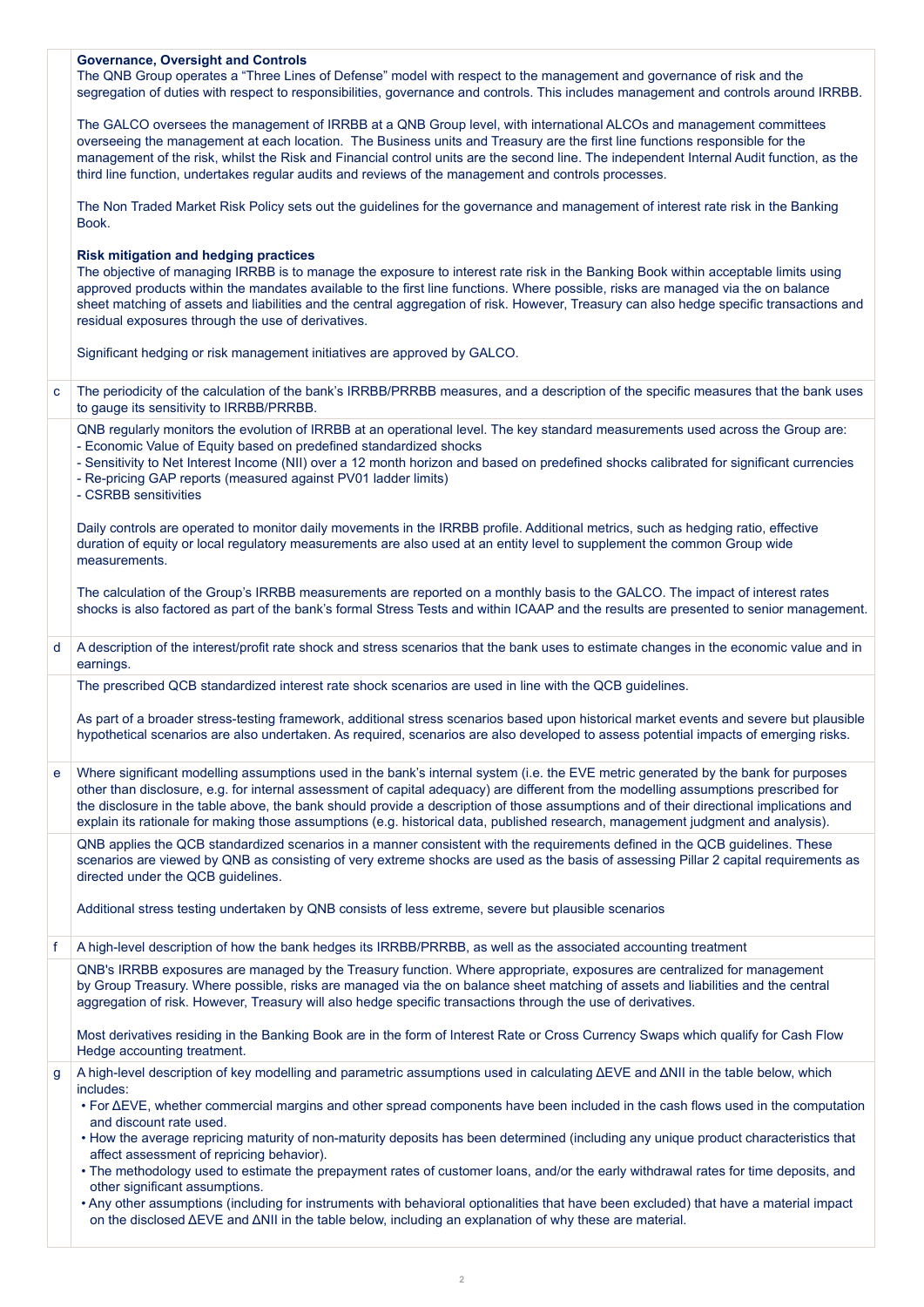| | |
|---|---|
| | **Governance, Oversight and Controls**<br>The QNB Group operates a "Three Lines of Defense" model with respect to the management and governance of risk and the segregation of duties with respect to responsibilities, governance and controls. This includes management and controls around IRRBB.<br><br>The GALCO oversees the management of IRRBB at a QNB Group level, with international ALCOs and management committees overseeing the management at each location. The Business units and Treasury are the first line functions responsible for the management of the risk, whilst the Risk and Financial control units are the second line. The independent Internal Audit function, as the third line function, undertakes regular audits and reviews of the management and controls processes.<br><br>The Non Traded Market Risk Policy sets out the guidelines for the governance and management of interest rate risk in the Banking Book.<br><br>**Risk mitigation and hedging practices**<br>The objective of managing IRRBB is to manage the exposure to interest rate risk in the Banking Book within acceptable limits using approved products within the mandates available to the first line functions. Where possible, risks are managed via the on balance sheet matching of assets and liabilities and the central aggregation of risk. However, Treasury can also hedge specific transactions and residual exposures through the use of derivatives.<br><br>Significant hedging or risk management initiatives are approved by GALCO. |
| c | The periodicity of the calculation of the bank's IRRBB/PRRBB measures, and a description of the specific measures that the bank uses to gauge its sensitivity to IRRBB/PRRBB. |
| | QNB regularly monitors the evolution of IRRBB at an operational level. The key standard measurements used across the Group are:<br>- Economic Value of Equity based on predefined standardized shocks<br>- Sensitivity to Net Interest Income (NII) over a 12 month horizon and based on predefined shocks calibrated for significant currencies<br>- Re-pricing GAP reports (measured against PV01 ladder limits)<br>- CSRBB sensitivities<br><br>Daily controls are operated to monitor daily movements in the IRRBB profile. Additional metrics, such as hedging ratio, effective duration of equity or local regulatory measurements are also used at an entity level to supplement the common Group wide measurements.<br><br>The calculation of the Group's IRRBB measurements are reported on a monthly basis to the GALCO. The impact of interest rates shocks is also factored as part of the bank's formal Stress Tests and within ICAAP and the results are presented to senior management. |
| d | A description of the interest/profit rate shock and stress scenarios that the bank uses to estimate changes in the economic value and in earnings. |
| | The prescribed QCB standardized interest rate shock scenarios are used in line with the QCB guidelines.<br><br>As part of a broader stress-testing framework, additional stress scenarios based upon historical market events and severe but plausible hypothetical scenarios are also undertaken. As required, scenarios are also developed to assess potential impacts of emerging risks. |
| e | Where significant modelling assumptions used in the bank's internal system (i.e. the EVE metric generated by the bank for purposes other than disclosure, e.g. for internal assessment of capital adequacy) are different from the modelling assumptions prescribed for the disclosure in the table above, the bank should provide a description of those assumptions and of their directional implications and explain its rationale for making those assumptions (e.g. historical data, published research, management judgment and analysis). |
| | QNB applies the QCB standardized scenarios in a manner consistent with the requirements defined in the QCB guidelines. These scenarios are viewed by QNB as consisting of very extreme shocks are used as the basis of assessing Pillar 2 capital requirements as directed under the QCB guidelines.<br><br>Additional stress testing undertaken by QNB consists of less extreme, severe but plausible scenarios |
| f | A high-level description of how the bank hedges its IRRBB/PRRBB, as well as the associated accounting treatment |
| | QNB's IRRBB exposures are managed by the Treasury function. Where appropriate, exposures are centralized for management by Group Treasury. Where possible, risks are managed via the on balance sheet matching of assets and liabilities and the central aggregation of risk. However, Treasury will also hedge specific transactions through the use of derivatives.<br><br>Most derivatives residing in the Banking Book are in the form of Interest Rate or Cross Currency Swaps which qualify for Cash Flow Hedge accounting treatment. |
| g | A high-level description of key modelling and parametric assumptions used in calculating ΔEVE and ΔNII in the table below, which includes:<br>• For ΔEVE, whether commercial margins and other spread components have been included in the cash flows used in the computation and discount rate used.<br>• How the average repricing maturity of non-maturity deposits has been determined (including any unique product characteristics that affect assessment of repricing behavior).<br>• The methodology used to estimate the prepayment rates of customer loans, and/or the early withdrawal rates for time deposits, and other significant assumptions.<br>• Any other assumptions (including for instruments with behavioral optionalities that have been excluded) that have a material impact on the disclosed ΔEVE and ΔNII in the table below, including an explanation of why these are material. |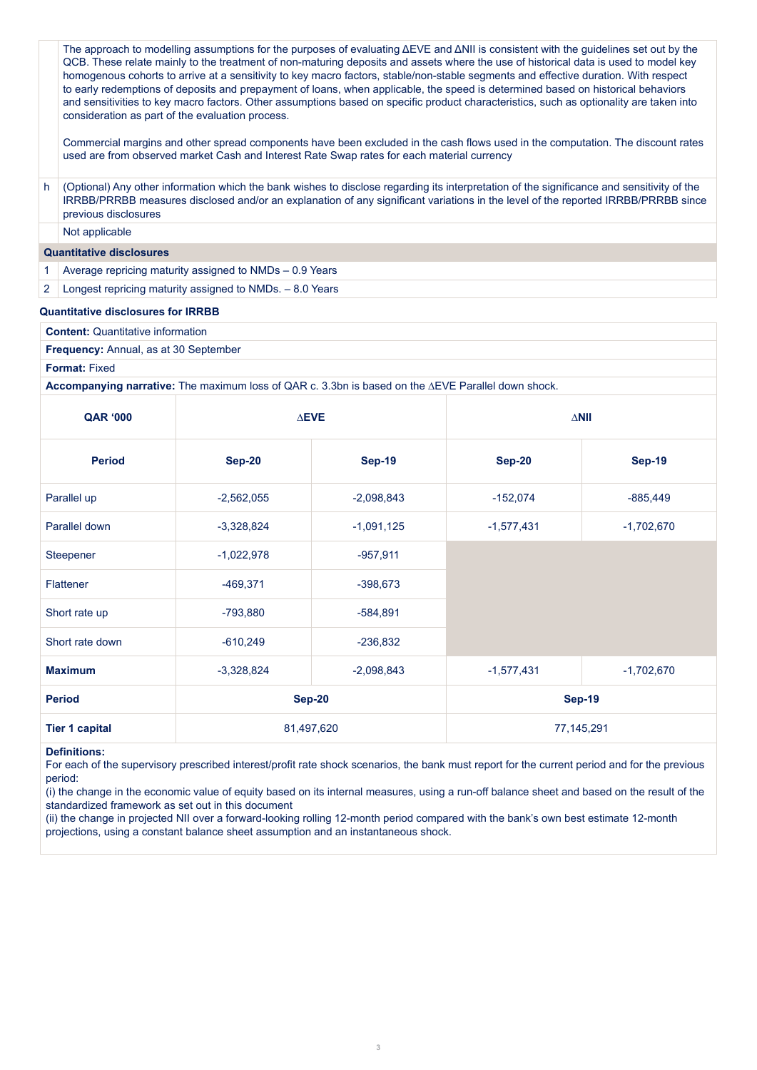| | |
|---|---|
| | The approach to modelling assumptions for the purposes of evaluating ΔEVE and ΔNII is consistent with the guidelines set out by the QCB. These relate mainly to the treatment of non-maturing deposits and assets where the use of historical data is used to model key homogenous cohorts to arrive at a sensitivity to key macro factors, stable/non-stable segments and effective duration. With respect to early redemptions of deposits and prepayment of loans, when applicable, the speed is determined based on historical behaviors and sensitivities to key macro factors. Other assumptions based on specific product characteristics, such as optionality are taken into consideration as part of the evaluation process.<br><br>Commercial margins and other spread components have been excluded in the cash flows used in the computation. The discount rates used are from observed market Cash and Interest Rate Swap rates for each material currency |
| h | (Optional) Any other information which the bank wishes to disclose regarding its interpretation of the significance and sensitivity of the IRRBB/PRRBB measures disclosed and/or an explanation of any significant variations in the level of the reported IRRBB/PRRBB since previous disclosures |
| | Not applicable |
| **Quantitative disclosures** | |
| 1 | Average repricing maturity assigned to NMDs – 0.9 Years |
| 2 | Longest repricing maturity assigned to NMDs. – 8.0 Years |

**Quantitative disclosures for IRRBB**

**Content:** Quantitative information

**Frequency:** Annual, as at 30 September

**Format:** Fixed

**Accompanying narrative:** The maximum loss of QAR c. 3.3bn is based on the ΔEVE Parallel down shock.

| QAR '000 | ΔEVE | | ΔNII | |
|---|---|---|---|---|
| **Period** | **Sep-20** | **Sep-19** | **Sep-20** | **Sep-19** |
| Parallel up | -2,562,055 | -2,098,843 | -152,074 | -885,449 |
| Parallel down | -3,328,824 | -1,091,125 | -1,577,431 | -1,702,670 |
| Steepener | -1,022,978 | -957,911 | | |
| Flattener | -469,371 | -398,673 | | |
| Short rate up | -793,880 | -584,891 | | |
| Short rate down | -610,249 | -236,832 | | |
| **Maximum** | -3,328,824 | -2,098,843 | -1,577,431 | -1,702,670 |
| **Period** | **Sep-20** | | **Sep-19** | |
| **Tier 1 capital** | 81,497,620 | | 77,145,291 | |

**Definitions:**

For each of the supervisory prescribed interest/profit rate shock scenarios, the bank must report for the current period and for the previous period:

(i) the change in the economic value of equity based on its internal measures, using a run-off balance sheet and based on the result of the standardized framework as set out in this document

(ii) the change in projected NII over a forward-looking rolling 12-month period compared with the bank's own best estimate 12-month projections, using a constant balance sheet assumption and an instantaneous shock.